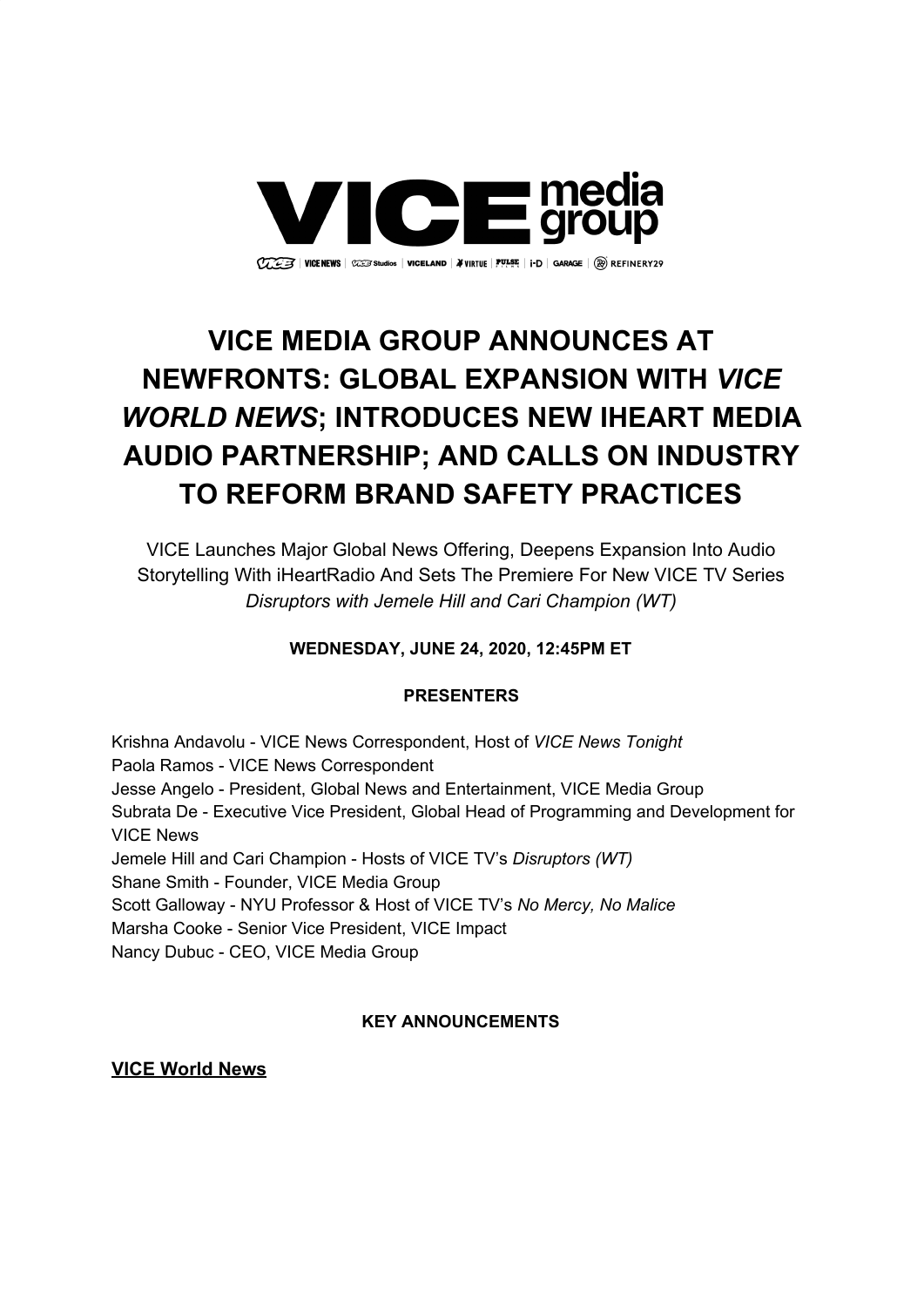# VICE MEDIA GROUP ANNOUNCES AT NEWFRONTS: GLOBAL EXPANSION WITH *VICE WORLD NEWS*; INTRODUCES NEW IHEART MEDIA AUDIO PARTNERSHIP; AND CALLS ON INDUSTRY TO REFORM BRAND SAFETY PRACTICES

VICE Launches Major Global News Offering, Deepens Expansion Into Audio Storytelling With iHeartRadio And Sets The Premiere For New VICE TV Series *Disruptors with Jemele Hill and Cari Champion (WT)*

**WEDNESDAY, JUNE 24, 2020, 12:45PM ET**

**PRESENTERS**

Krishna Andavolu - VICE News Correspondent, Host of *VICE News Tonight*
Paola Ramos - VICE News Correspondent
Jesse Angelo - President, Global News and Entertainment, VICE Media Group
Subrata De - Executive Vice President, Global Head of Programming and Development for VICE News
Jemele Hill and Cari Champion - Hosts of VICE TV's *Disruptors (WT)*
Shane Smith - Founder, VICE Media Group
Scott Galloway - NYU Professor & Host of VICE TV's *No Mercy, No Malice*
Marsha Cooke - Senior Vice President, VICE Impact
Nancy Dubuc - CEO, VICE Media Group

**KEY ANNOUNCEMENTS**

**VICE World News**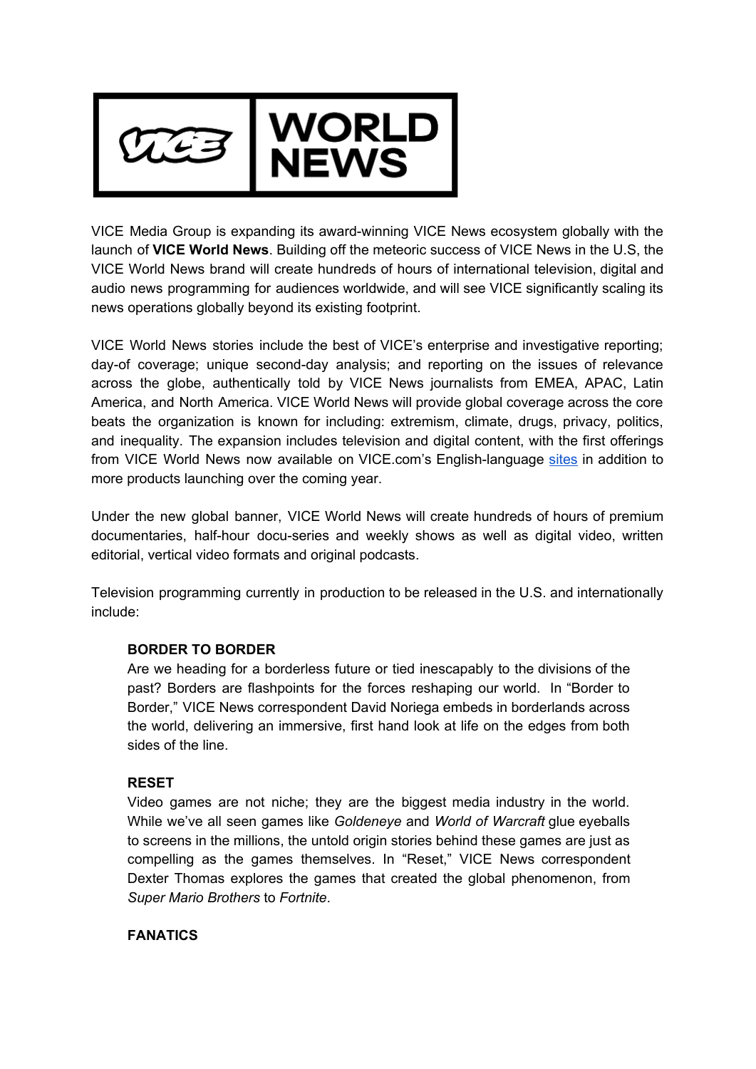# VICE WORLD NEWS

VICE Media Group is expanding its award-winning VICE News ecosystem globally with the launch of **VICE World News**. Building off the meteoric success of VICE News in the U.S, the VICE World News brand will create hundreds of hours of international television, digital and audio news programming for audiences worldwide, and will see VICE significantly scaling its news operations globally beyond its existing footprint.

VICE World News stories include the best of VICE's enterprise and investigative reporting; day-of coverage; unique second-day analysis; and reporting on the issues of relevance across the globe, authentically told by VICE News journalists from EMEA, APAC, Latin America, and North America. VICE World News will provide global coverage across the core beats the organization is known for including: extremism, climate, drugs, privacy, politics, and inequality. The expansion includes television and digital content, with the first offerings from VICE World News now available on VICE.com's English-language sites in addition to more products launching over the coming year.

Under the new global banner, VICE World News will create hundreds of hours of premium documentaries, half-hour docu-series and weekly shows as well as digital video, written editorial, vertical video formats and original podcasts.

Television programming currently in production to be released in the U.S. and internationally include:

**BORDER TO BORDER**
Are we heading for a borderless future or tied inescapably to the divisions of the past? Borders are flashpoints for the forces reshaping our world. In "Border to Border," VICE News correspondent David Noriega embeds in borderlands across the world, delivering an immersive, first hand look at life on the edges from both sides of the line.

**RESET**
Video games are not niche; they are the biggest media industry in the world. While we've all seen games like *Goldeneye* and *World of Warcraft* glue eyeballs to screens in the millions, the untold origin stories behind these games are just as compelling as the games themselves. In "Reset," VICE News correspondent Dexter Thomas explores the games that created the global phenomenon, from *Super Mario Brothers* to *Fortnite*.

**FANATICS**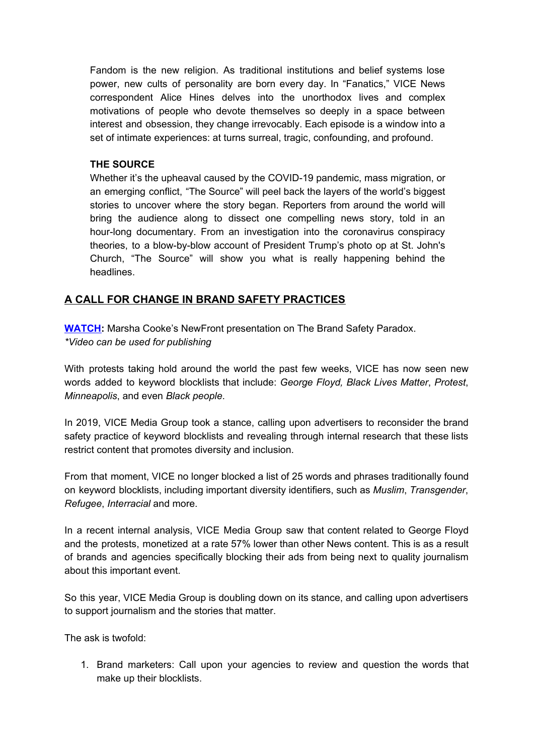Fandom is the new religion. As traditional institutions and belief systems lose power, new cults of personality are born every day. In "Fanatics," VICE News correspondent Alice Hines delves into the unorthodox lives and complex motivations of people who devote themselves so deeply in a space between interest and obsession, they change irrevocably. Each episode is a window into a set of intimate experiences: at turns surreal, tragic, confounding, and profound.

**THE SOURCE**

Whether it's the upheaval caused by the COVID-19 pandemic, mass migration, or an emerging conflict, "The Source" will peel back the layers of the world's biggest stories to uncover where the story began. Reporters from around the world will bring the audience along to dissect one compelling news story, told in an hour-long documentary. From an investigation into the coronavirus conspiracy theories, to a blow-by-blow account of President Trump's photo op at St. John's Church, "The Source" will show you what is really happening behind the headlines.

## A CALL FOR CHANGE IN BRAND SAFETY PRACTICES

**WATCH:** Marsha Cooke's NewFront presentation on The Brand Safety Paradox.
*\*Video can be used for publishing*

With protests taking hold around the world the past few weeks, VICE has now seen new words added to keyword blocklists that include: *George Floyd, Black Lives Matter*, *Protest*, *Minneapolis*, and even *Black people*.

In 2019, VICE Media Group took a stance, calling upon advertisers to reconsider the brand safety practice of keyword blocklists and revealing through internal research that these lists restrict content that promotes diversity and inclusion.

From that moment, VICE no longer blocked a list of 25 words and phrases traditionally found on keyword blocklists, including important diversity identifiers, such as *Muslim*, *Transgender*, *Refugee*, *Interracial* and more.

In a recent internal analysis, VICE Media Group saw that content related to George Floyd and the protests, monetized at a rate 57% lower than other News content. This is as a result of brands and agencies specifically blocking their ads from being next to quality journalism about this important event.

So this year, VICE Media Group is doubling down on its stance, and calling upon advertisers to support journalism and the stories that matter.

The ask is twofold:

1. Brand marketers: Call upon your agencies to review and question the words that make up their blocklists.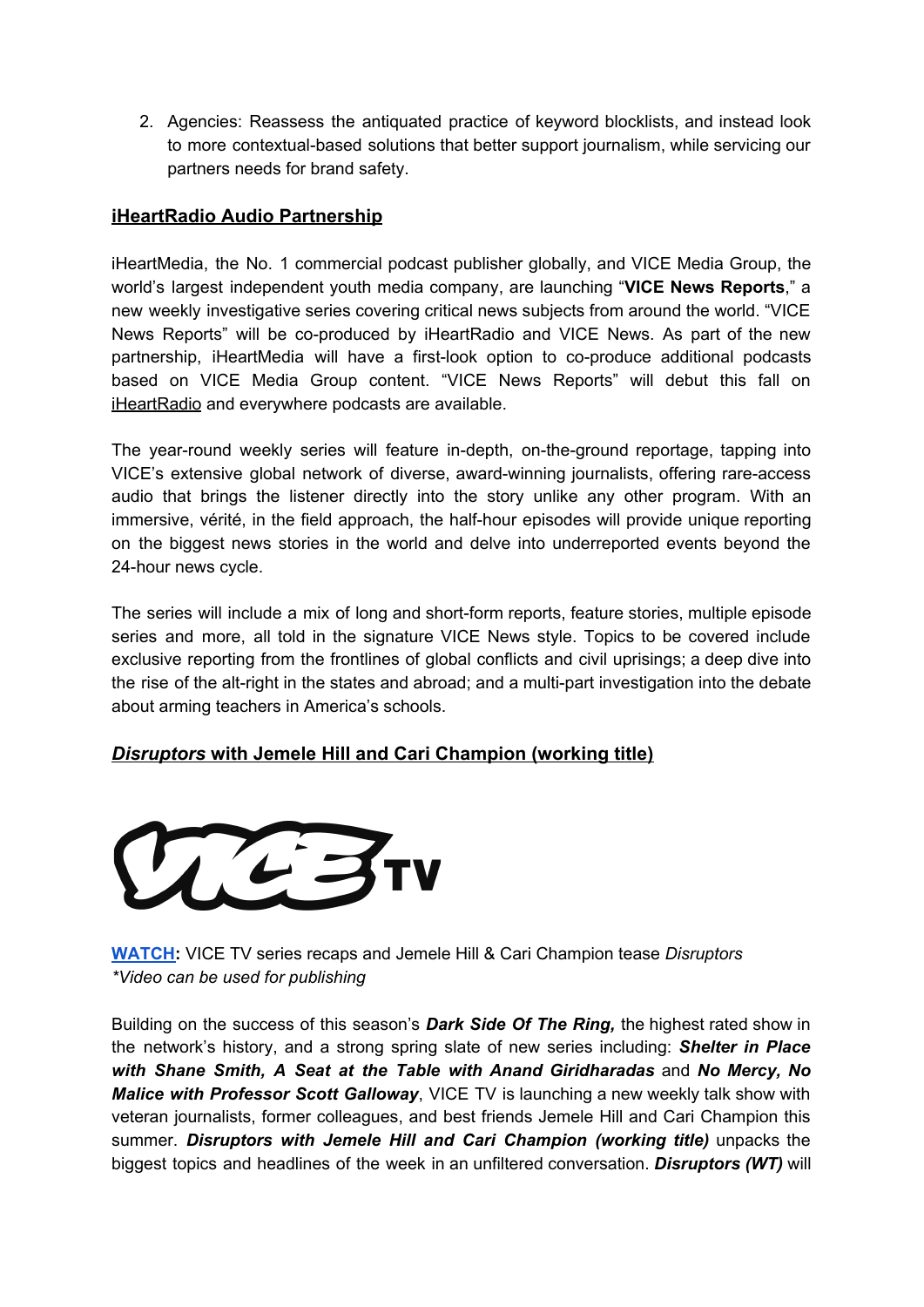2. Agencies: Reassess the antiquated practice of keyword blocklists, and instead look to more contextual-based solutions that better support journalism, while servicing our partners needs for brand safety.

## iHeartRadio Audio Partnership

iHeartMedia, the No. 1 commercial podcast publisher globally, and VICE Media Group, the world's largest independent youth media company, are launching "**VICE News Reports**," a new weekly investigative series covering critical news subjects from around the world. "VICE News Reports" will be co-produced by iHeartRadio and VICE News. As part of the new partnership, iHeartMedia will have a first-look option to co-produce additional podcasts based on VICE Media Group content. "VICE News Reports" will debut this fall on iHeartRadio and everywhere podcasts are available.

The year-round weekly series will feature in-depth, on-the-ground reportage, tapping into VICE's extensive global network of diverse, award-winning journalists, offering rare-access audio that brings the listener directly into the story unlike any other program. With an immersive, vérité, in the field approach, the half-hour episodes will provide unique reporting on the biggest news stories in the world and delve into underreported events beyond the 24-hour news cycle.

The series will include a mix of long and short-form reports, feature stories, multiple episode series and more, all told in the signature VICE News style. Topics to be covered include exclusive reporting from the frontlines of global conflicts and civil uprisings; a deep dive into the rise of the alt-right in the states and abroad; and a multi-part investigation into the debate about arming teachers in America's schools.

## *Disruptors* with Jemele Hill and Cari Champion (working title)

VICE TV

**WATCH:** VICE TV series recaps and Jemele Hill & Cari Champion tease *Disruptors*
*\*Video can be used for publishing*

Building on the success of this season's ***Dark Side Of The Ring,*** the highest rated show in the network's history, and a strong spring slate of new series including: ***Shelter in Place with Shane Smith, A Seat at the Table with Anand Giridharadas*** and ***No Mercy, No Malice with Professor Scott Galloway***, VICE TV is launching a new weekly talk show with veteran journalists, former colleagues, and best friends Jemele Hill and Cari Champion this summer. ***Disruptors with Jemele Hill and Cari Champion (working title)*** unpacks the biggest topics and headlines of the week in an unfiltered conversation. ***Disruptors (WT)*** will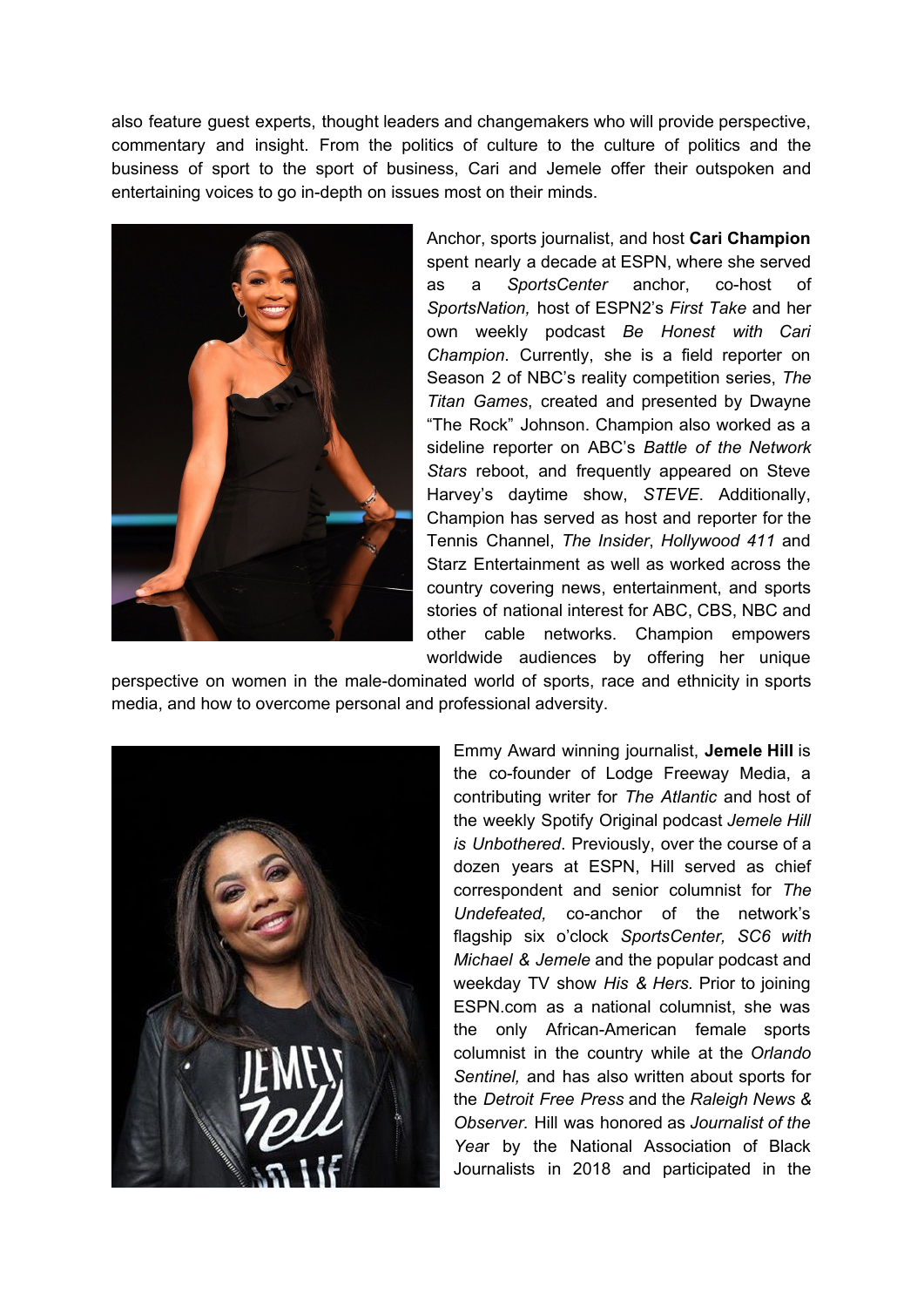also feature guest experts, thought leaders and changemakers who will provide perspective, commentary and insight. From the politics of culture to the culture of politics and the business of sport to the sport of business, Cari and Jemele offer their outspoken and entertaining voices to go in-depth on issues most on their minds.

Anchor, sports journalist, and host **Cari Champion** spent nearly a decade at ESPN, where she served as a *SportsCenter* anchor, co-host of *SportsNation,* host of ESPN2's *First Take* and her own weekly podcast *Be Honest with Cari Champion*. Currently, she is a field reporter on Season 2 of NBC's reality competition series, *The Titan Games*, created and presented by Dwayne "The Rock" Johnson. Champion also worked as a sideline reporter on ABC's *Battle of the Network Stars* reboot, and frequently appeared on Steve Harvey's daytime show, *STEVE*. Additionally, Champion has served as host and reporter for the Tennis Channel, *The Insider*, *Hollywood 411* and Starz Entertainment as well as worked across the country covering news, entertainment, and sports stories of national interest for ABC, CBS, NBC and other cable networks. Champion empowers worldwide audiences by offering her unique perspective on women in the male-dominated world of sports, race and ethnicity in sports media, and how to overcome personal and professional adversity.

Emmy Award winning journalist, **Jemele Hill** is the co-founder of Lodge Freeway Media, a contributing writer for *The Atlantic* and host of the weekly Spotify Original podcast *Jemele Hill is Unbothered*. Previously, over the course of a dozen years at ESPN, Hill served as chief correspondent and senior columnist for *The Undefeated,* co-anchor of the network's flagship six o'clock *SportsCenter, SC6 with Michael & Jemele* and the popular podcast and weekday TV show *His & Hers.* Prior to joining ESPN.com as a national columnist, she was the only African-American female sports columnist in the country while at the *Orlando Sentinel,* and has also written about sports for the *Detroit Free Press* and the *Raleigh News & Observer.* Hill was honored as *Journalist of the Year* by the National Association of Black Journalists in 2018 and participated in the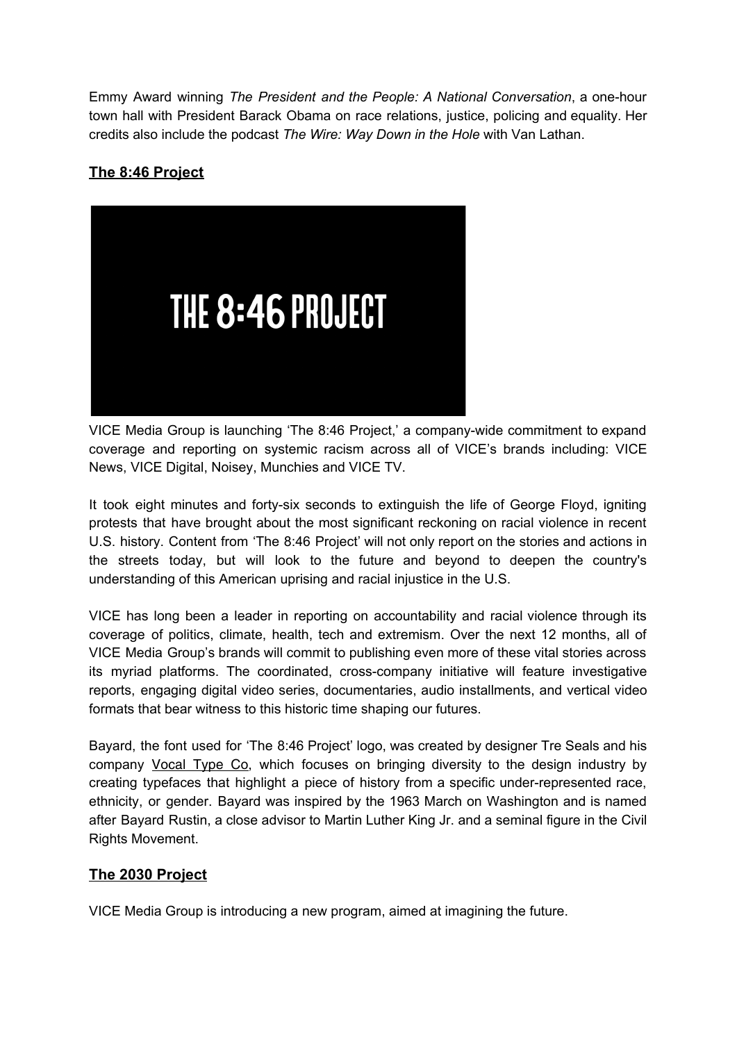Emmy Award winning *The President and the People: A National Conversation*, a one-hour town hall with President Barack Obama on race relations, justice, policing and equality. Her credits also include the podcast *The Wire: Way Down in the Hole* with Van Lathan.

## The 8:46 Project

VICE Media Group is launching 'The 8:46 Project,' a company-wide commitment to expand coverage and reporting on systemic racism across all of VICE's brands including: VICE News, VICE Digital, Noisey, Munchies and VICE TV.

It took eight minutes and forty-six seconds to extinguish the life of George Floyd, igniting protests that have brought about the most significant reckoning on racial violence in recent U.S. history. Content from 'The 8:46 Project' will not only report on the stories and actions in the streets today, but will look to the future and beyond to deepen the country's understanding of this American uprising and racial injustice in the U.S.

VICE has long been a leader in reporting on accountability and racial violence through its coverage of politics, climate, health, tech and extremism. Over the next 12 months, all of VICE Media Group's brands will commit to publishing even more of these vital stories across its myriad platforms. The coordinated, cross-company initiative will feature investigative reports, engaging digital video series, documentaries, audio installments, and vertical video formats that bear witness to this historic time shaping our futures.

Bayard, the font used for 'The 8:46 Project' logo, was created by designer Tre Seals and his company Vocal Type Co, which focuses on bringing diversity to the design industry by creating typefaces that highlight a piece of history from a specific under-represented race, ethnicity, or gender. Bayard was inspired by the 1963 March on Washington and is named after Bayard Rustin, a close advisor to Martin Luther King Jr. and a seminal figure in the Civil Rights Movement.

## The 2030 Project

VICE Media Group is introducing a new program, aimed at imagining the future.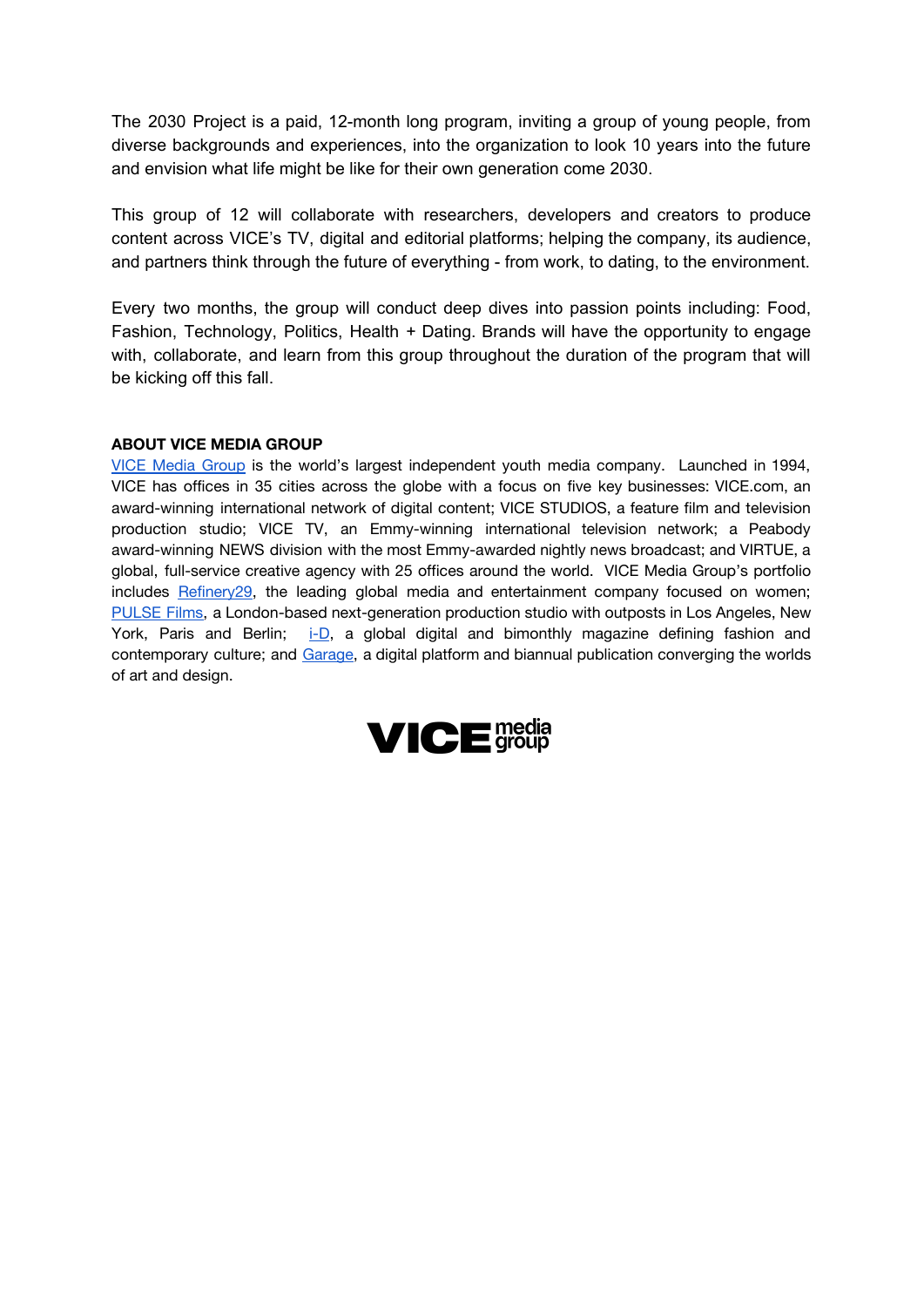The 2030 Project is a paid, 12-month long program, inviting a group of young people, from diverse backgrounds and experiences, into the organization to look 10 years into the future and envision what life might be like for their own generation come 2030.

This group of 12 will collaborate with researchers, developers and creators to produce content across VICE's TV, digital and editorial platforms; helping the company, its audience, and partners think through the future of everything - from work, to dating, to the environment.

Every two months, the group will conduct deep dives into passion points including: Food, Fashion, Technology, Politics, Health + Dating. Brands will have the opportunity to engage with, collaborate, and learn from this group throughout the duration of the program that will be kicking off this fall.

**ABOUT VICE MEDIA GROUP**

VICE Media Group is the world's largest independent youth media company. Launched in 1994, VICE has offices in 35 cities across the globe with a focus on five key businesses: VICE.com, an award-winning international network of digital content; VICE STUDIOS, a feature film and television production studio; VICE TV, an Emmy-winning international television network; a Peabody award-winning NEWS division with the most Emmy-awarded nightly news broadcast; and VIRTUE, a global, full-service creative agency with 25 offices around the world. VICE Media Group's portfolio includes Refinery29, the leading global media and entertainment company focused on women; PULSE Films, a London-based next-generation production studio with outposts in Los Angeles, New York, Paris and Berlin; i-D, a global digital and bimonthly magazine defining fashion and contemporary culture; and Garage, a digital platform and biannual publication converging the worlds of art and design.

VICE media group